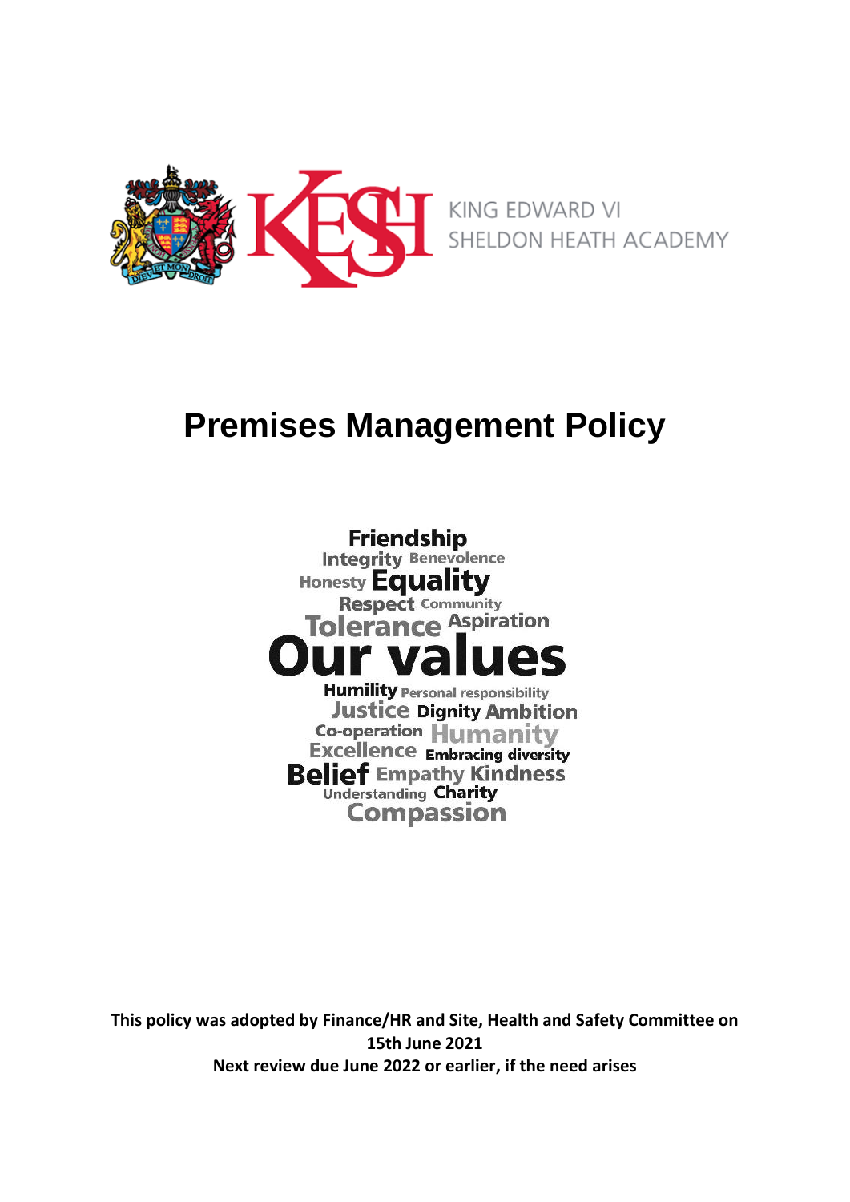KING EDWARD VI
SHELDON HEATH ACADEMY

# Premises Management Policy

Friendship
Integrity Benevolence
Honesty Equality
Respect Community
Tolerance Aspiration
Our values
Humility Personal responsibility
Justice Dignity Ambition
Co-operation Humanity
Excellence Embracing diversity
Belief Empathy Kindness
Understanding Charity
Compassion

**This policy was adopted by Finance/HR and Site, Health and Safety Committee on 15th June 2021**
**Next review due June 2022 or earlier, if the need arises**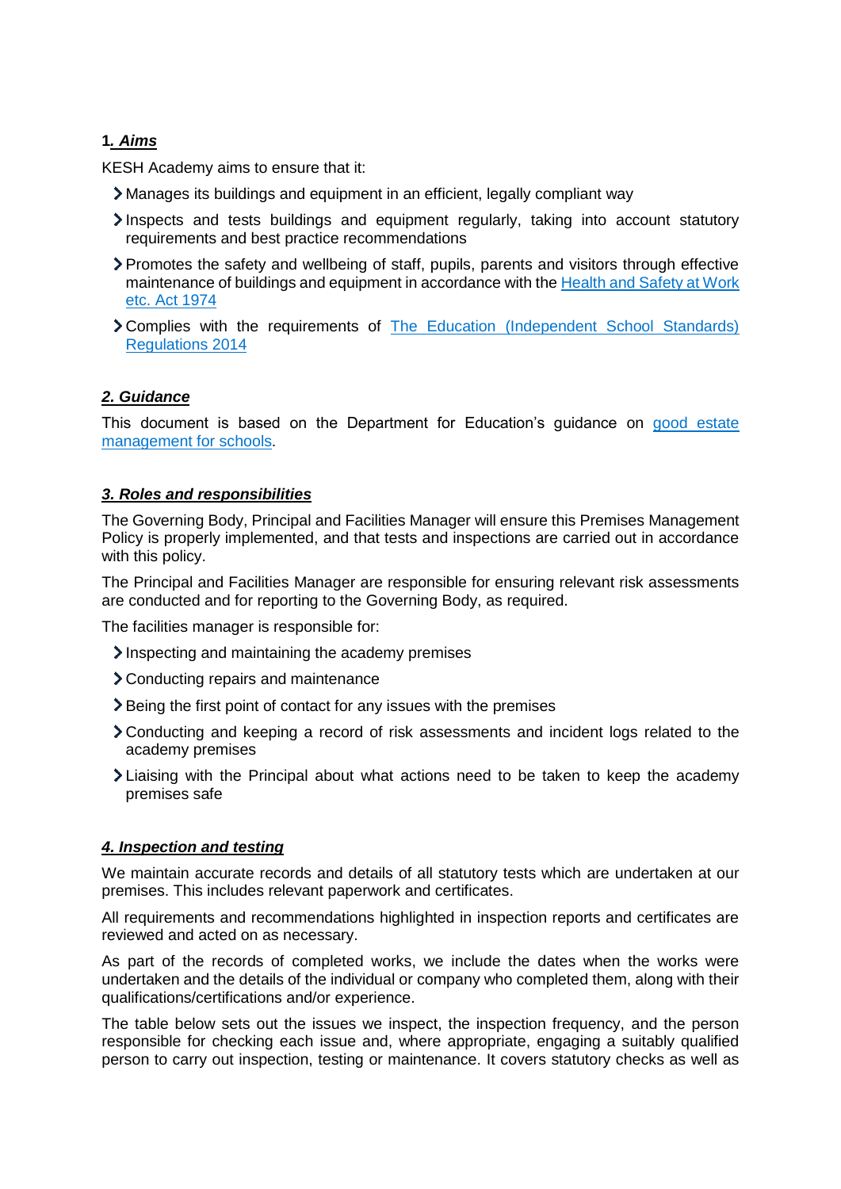## 1. *Aims*

KESH Academy aims to ensure that it:

- Manages its buildings and equipment in an efficient, legally compliant way
- Inspects and tests buildings and equipment regularly, taking into account statutory requirements and best practice recommendations
- Promotes the safety and wellbeing of staff, pupils, parents and visitors through effective maintenance of buildings and equipment in accordance with the Health and Safety at Work etc. Act 1974
- Complies with the requirements of The Education (Independent School Standards) Regulations 2014

## *2. Guidance*

This document is based on the Department for Education's guidance on good estate management for schools.

## *3. Roles and responsibilities*

The Governing Body, Principal and Facilities Manager will ensure this Premises Management Policy is properly implemented, and that tests and inspections are carried out in accordance with this policy.

The Principal and Facilities Manager are responsible for ensuring relevant risk assessments are conducted and for reporting to the Governing Body, as required.

The facilities manager is responsible for:

- Inspecting and maintaining the academy premises
- Conducting repairs and maintenance
- Being the first point of contact for any issues with the premises
- Conducting and keeping a record of risk assessments and incident logs related to the academy premises
- Liaising with the Principal about what actions need to be taken to keep the academy premises safe

## *4. Inspection and testing*

We maintain accurate records and details of all statutory tests which are undertaken at our premises. This includes relevant paperwork and certificates.

All requirements and recommendations highlighted in inspection reports and certificates are reviewed and acted on as necessary.

As part of the records of completed works, we include the dates when the works were undertaken and the details of the individual or company who completed them, along with their qualifications/certifications and/or experience.

The table below sets out the issues we inspect, the inspection frequency, and the person responsible for checking each issue and, where appropriate, engaging a suitably qualified person to carry out inspection, testing or maintenance. It covers statutory checks as well as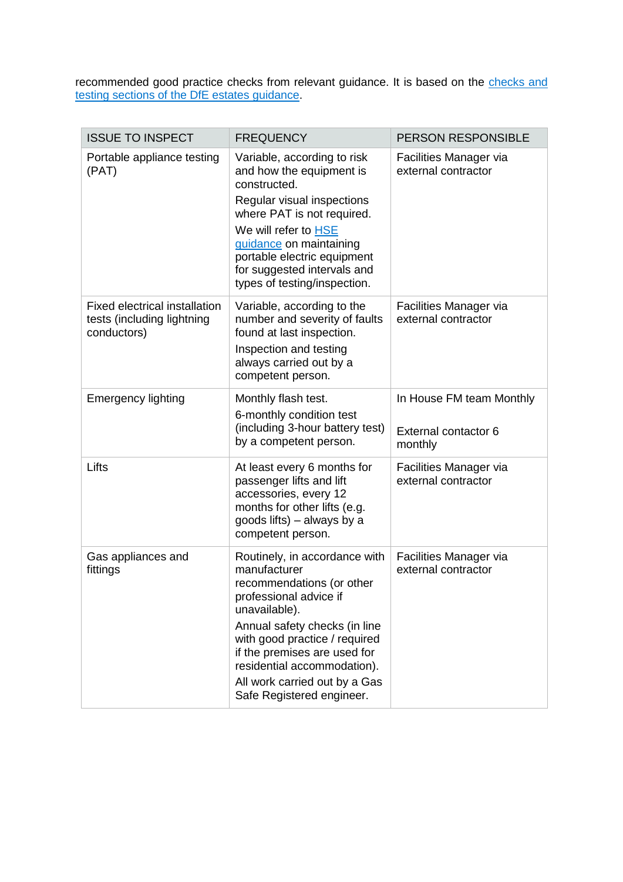recommended good practice checks from relevant guidance. It is based on the [checks and testing sections of the DfE estates guidance](#).

| ISSUE TO INSPECT | FREQUENCY | PERSON RESPONSIBLE |
|---|---|---|
| Portable appliance testing (PAT) | Variable, according to risk and how the equipment is constructed.<br>Regular visual inspections where PAT is not required.<br>We will refer to [HSE guidance](#) on maintaining portable electric equipment for suggested intervals and types of testing/inspection. | Facilities Manager via external contractor |
| Fixed electrical installation tests (including lightning conductors) | Variable, according to the number and severity of faults found at last inspection.<br>Inspection and testing always carried out by a competent person. | Facilities Manager via external contractor |
| Emergency lighting | Monthly flash test.<br>6-monthly condition test (including 3-hour battery test) by a competent person. | In House FM team Monthly<br><br>External contactor 6 monthly |
| Lifts | At least every 6 months for passenger lifts and lift accessories, every 12 months for other lifts (e.g. goods lifts) – always by a competent person. | Facilities Manager via external contractor |
| Gas appliances and fittings | Routinely, in accordance with manufacturer recommendations (or other professional advice if unavailable).<br>Annual safety checks (in line with good practice / required if the premises are used for residential accommodation).<br>All work carried out by a Gas Safe Registered engineer. | Facilities Manager via external contractor |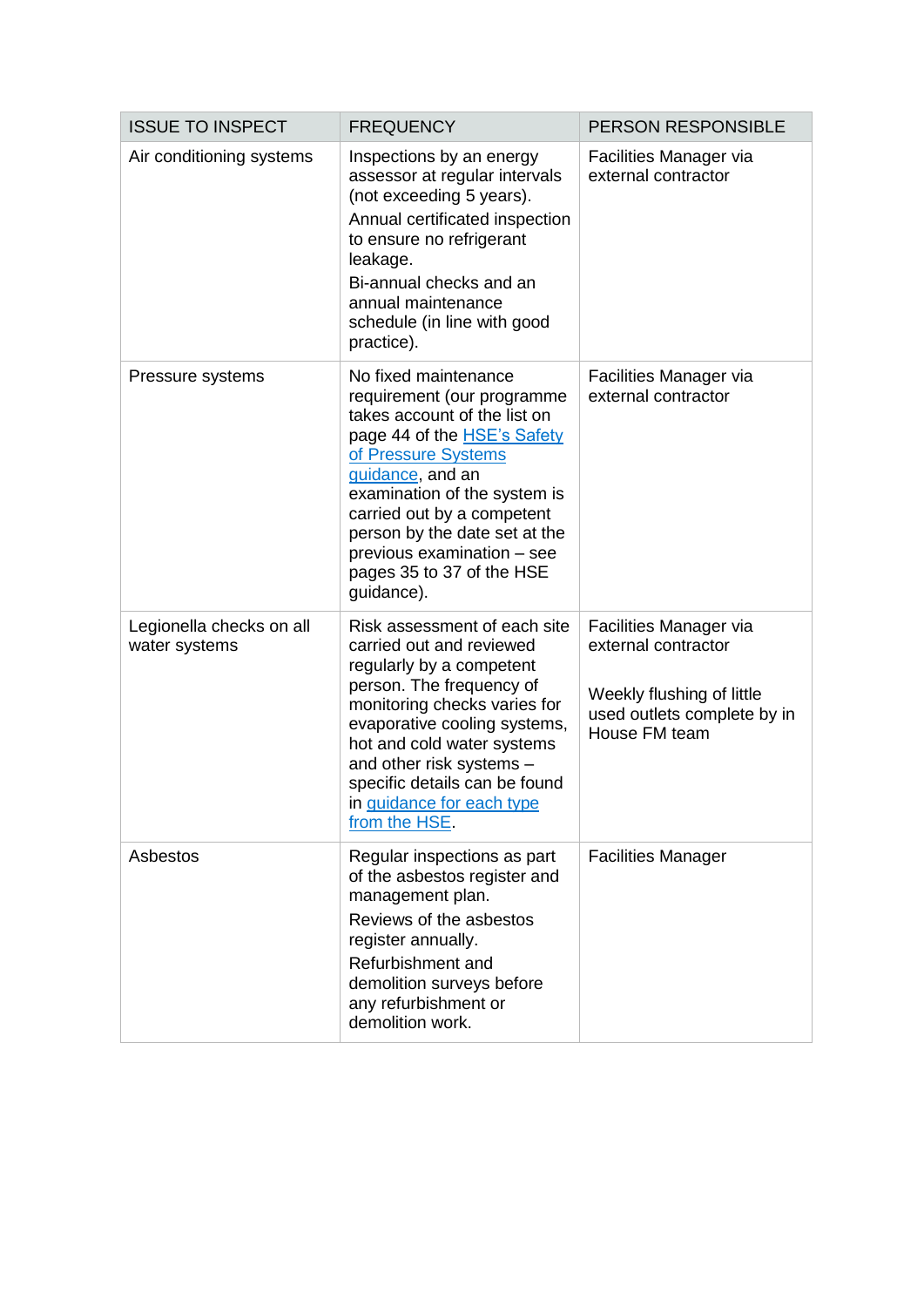| ISSUE TO INSPECT | FREQUENCY | PERSON RESPONSIBLE |
|---|---|---|
| Air conditioning systems | Inspections by an energy assessor at regular intervals (not exceeding 5 years).<br>Annual certificated inspection to ensure no refrigerant leakage.<br>Bi-annual checks and an annual maintenance schedule (in line with good practice). | Facilities Manager via external contractor |
| Pressure systems | No fixed maintenance requirement (our programme takes account of the list on page 44 of the HSE's Safety of Pressure Systems guidance, and an examination of the system is carried out by a competent person by the date set at the previous examination – see pages 35 to 37 of the HSE guidance). | Facilities Manager via external contractor |
| Legionella checks on all water systems | Risk assessment of each site carried out and reviewed regularly by a competent person. The frequency of monitoring checks varies for evaporative cooling systems, hot and cold water systems and other risk systems – specific details can be found in guidance for each type from the HSE. | Facilities Manager via external contractor<br><br>Weekly flushing of little used outlets complete by in House FM team |
| Asbestos | Regular inspections as part of the asbestos register and management plan.<br>Reviews of the asbestos register annually.<br>Refurbishment and demolition surveys before any refurbishment or demolition work. | Facilities Manager |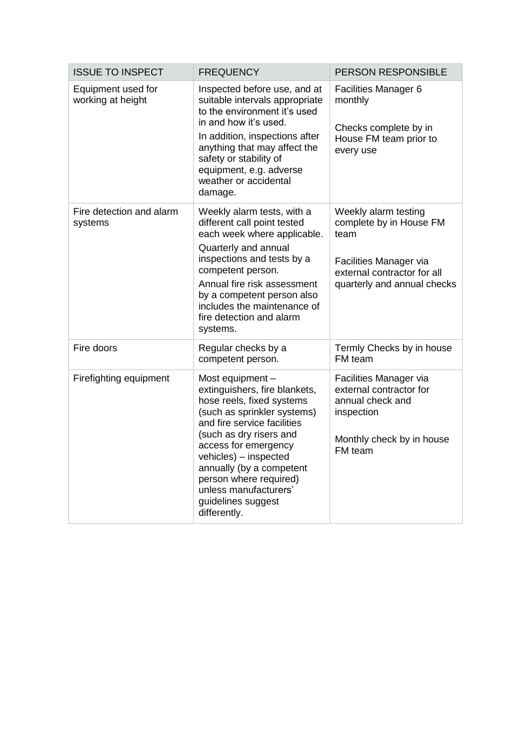| ISSUE TO INSPECT | FREQUENCY | PERSON RESPONSIBLE |
|---|---|---|
| Equipment used for working at height | Inspected before use, and at suitable intervals appropriate to the environment it's used in and how it's used.<br>In addition, inspections after anything that may affect the safety or stability of equipment, e.g. adverse weather or accidental damage. | Facilities Manager 6 monthly<br><br>Checks complete by in House FM team prior to every use |
| Fire detection and alarm systems | Weekly alarm tests, with a different call point tested each week where applicable.<br>Quarterly and annual inspections and tests by a competent person.<br>Annual fire risk assessment by a competent person also includes the maintenance of fire detection and alarm systems. | Weekly alarm testing complete by in House FM team<br><br>Facilities Manager via external contractor for all quarterly and annual checks |
| Fire doors | Regular checks by a competent person. | Termly Checks by in house FM team |
| Firefighting equipment | Most equipment – extinguishers, fire blankets, hose reels, fixed systems (such as sprinkler systems) and fire service facilities (such as dry risers and access for emergency vehicles) – inspected annually (by a competent person where required) unless manufacturers' guidelines suggest differently. | Facilities Manager via external contractor for annual check and inspection<br><br>Monthly check by in house FM team |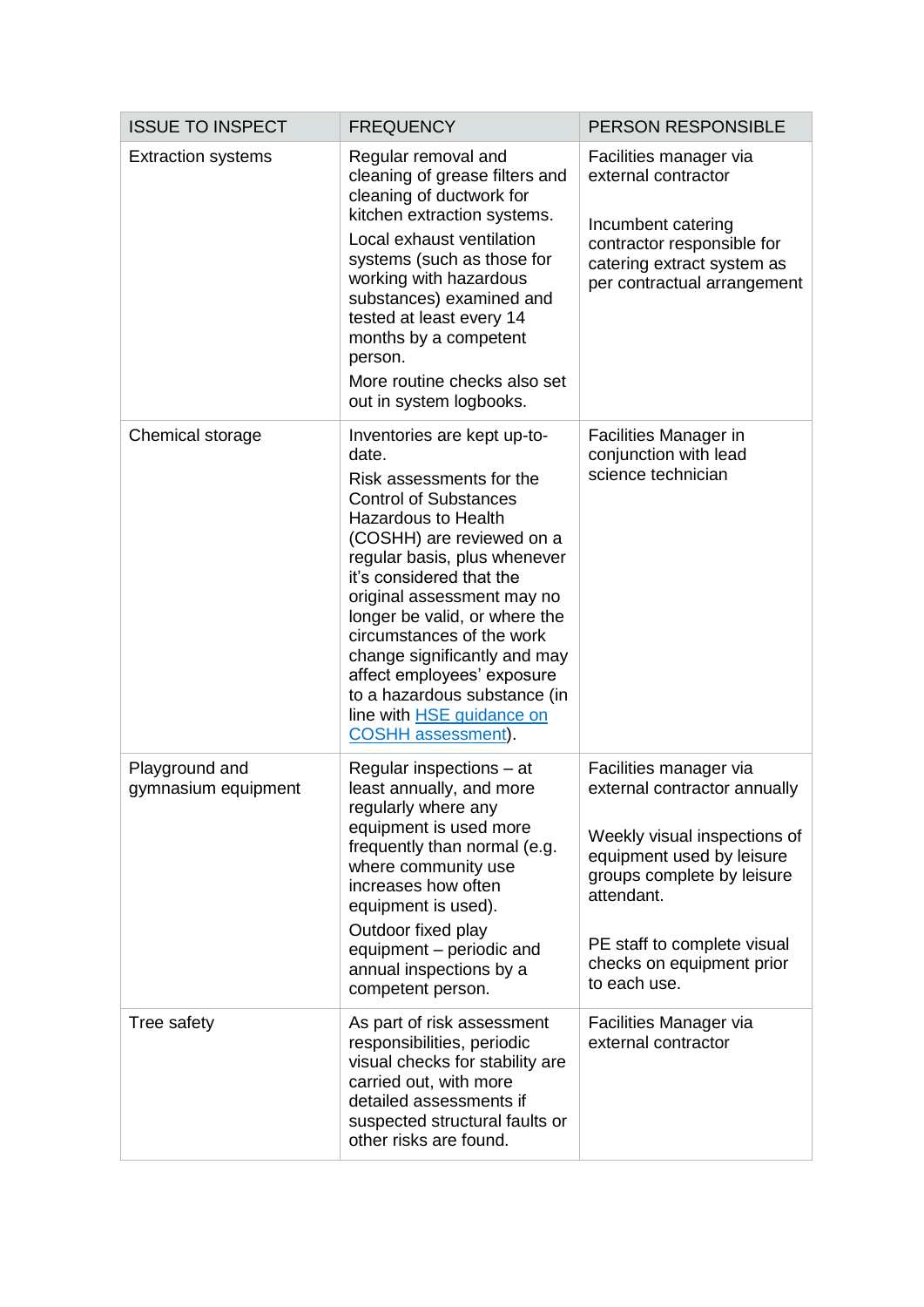| ISSUE TO INSPECT | FREQUENCY | PERSON RESPONSIBLE |
| --- | --- | --- |
| Extraction systems | Regular removal and cleaning of grease filters and cleaning of ductwork for kitchen extraction systems.<br>Local exhaust ventilation systems (such as those for working with hazardous substances) examined and tested at least every 14 months by a competent person.<br>More routine checks also set out in system logbooks. | Facilities manager via external contractor<br><br>Incumbent catering contractor responsible for catering extract system as per contractual arrangement |
| Chemical storage | Inventories are kept up-to-date.<br>Risk assessments for the Control of Substances Hazardous to Health (COSHH) are reviewed on a regular basis, plus whenever it's considered that the original assessment may no longer be valid, or where the circumstances of the work change significantly and may affect employees' exposure to a hazardous substance (in line with [HSE guidance on COSHH assessment]). | Facilities Manager in conjunction with lead science technician |
| Playground and gymnasium equipment | Regular inspections – at least annually, and more regularly where any equipment is used more frequently than normal (e.g. where community use increases how often equipment is used).<br>Outdoor fixed play equipment – periodic and annual inspections by a competent person. | Facilities manager via external contractor annually<br><br>Weekly visual inspections of equipment used by leisure groups complete by leisure attendant.<br><br>PE staff to complete visual checks on equipment prior to each use. |
| Tree safety | As part of risk assessment responsibilities, periodic visual checks for stability are carried out, with more detailed assessments if suspected structural faults or other risks are found. | Facilities Manager via external contractor |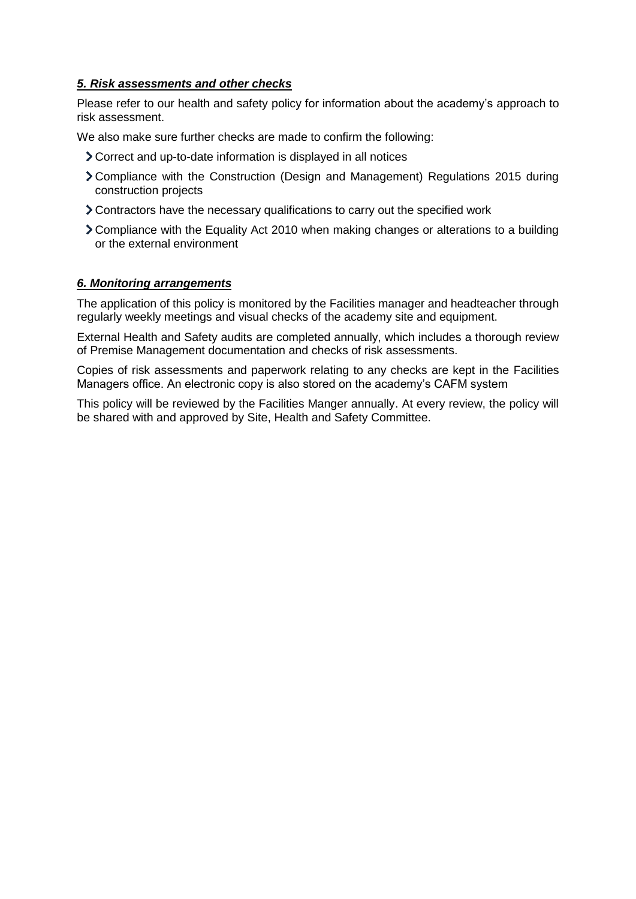### ***5. Risk assessments and other checks***

Please refer to our health and safety policy for information about the academy's approach to risk assessment.

We also make sure further checks are made to confirm the following:

- Correct and up-to-date information is displayed in all notices
- Compliance with the Construction (Design and Management) Regulations 2015 during construction projects
- Contractors have the necessary qualifications to carry out the specified work
- Compliance with the Equality Act 2010 when making changes or alterations to a building or the external environment

### ***6. Monitoring arrangements***

The application of this policy is monitored by the Facilities manager and headteacher through regularly weekly meetings and visual checks of the academy site and equipment.

External Health and Safety audits are completed annually, which includes a thorough review of Premise Management documentation and checks of risk assessments.

Copies of risk assessments and paperwork relating to any checks are kept in the Facilities Managers office. An electronic copy is also stored on the academy's CAFM system

This policy will be reviewed by the Facilities Manger annually. At every review, the policy will be shared with and approved by Site, Health and Safety Committee.